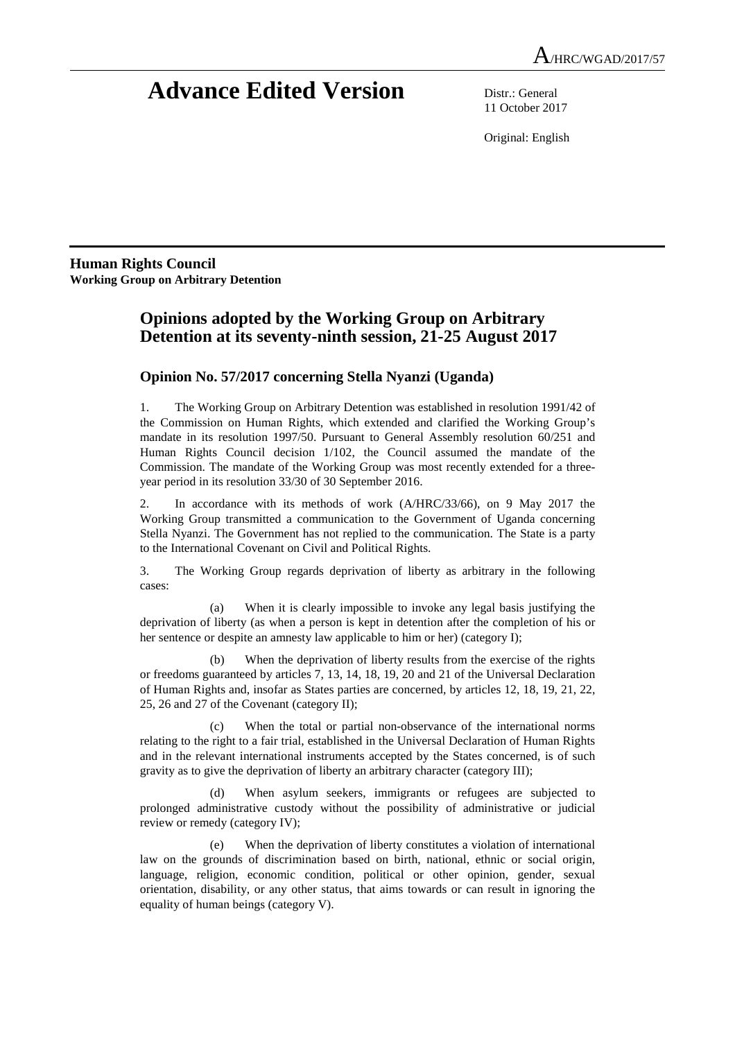A/HRC/WGAD/2017/57

# Advance Edited Version

Distr.: General
11 October 2017

Original: English

**Human Rights Council**
**Working Group on Arbitrary Detention**

## Opinions adopted by the Working Group on Arbitrary Detention at its seventy-ninth session, 21-25 August 2017

### Opinion No. 57/2017 concerning Stella Nyanzi (Uganda)

1. The Working Group on Arbitrary Detention was established in resolution 1991/42 of the Commission on Human Rights, which extended and clarified the Working Group's mandate in its resolution 1997/50. Pursuant to General Assembly resolution 60/251 and Human Rights Council decision 1/102, the Council assumed the mandate of the Commission. The mandate of the Working Group was most recently extended for a three-year period in its resolution 33/30 of 30 September 2016.

2. In accordance with its methods of work (A/HRC/33/66), on 9 May 2017 the Working Group transmitted a communication to the Government of Uganda concerning Stella Nyanzi. The Government has not replied to the communication. The State is a party to the International Covenant on Civil and Political Rights.

3. The Working Group regards deprivation of liberty as arbitrary in the following cases:

(a) When it is clearly impossible to invoke any legal basis justifying the deprivation of liberty (as when a person is kept in detention after the completion of his or her sentence or despite an amnesty law applicable to him or her) (category I);

(b) When the deprivation of liberty results from the exercise of the rights or freedoms guaranteed by articles 7, 13, 14, 18, 19, 20 and 21 of the Universal Declaration of Human Rights and, insofar as States parties are concerned, by articles 12, 18, 19, 21, 22, 25, 26 and 27 of the Covenant (category II);

(c) When the total or partial non-observance of the international norms relating to the right to a fair trial, established in the Universal Declaration of Human Rights and in the relevant international instruments accepted by the States concerned, is of such gravity as to give the deprivation of liberty an arbitrary character (category III);

(d) When asylum seekers, immigrants or refugees are subjected to prolonged administrative custody without the possibility of administrative or judicial review or remedy (category IV);

(e) When the deprivation of liberty constitutes a violation of international law on the grounds of discrimination based on birth, national, ethnic or social origin, language, religion, economic condition, political or other opinion, gender, sexual orientation, disability, or any other status, that aims towards or can result in ignoring the equality of human beings (category V).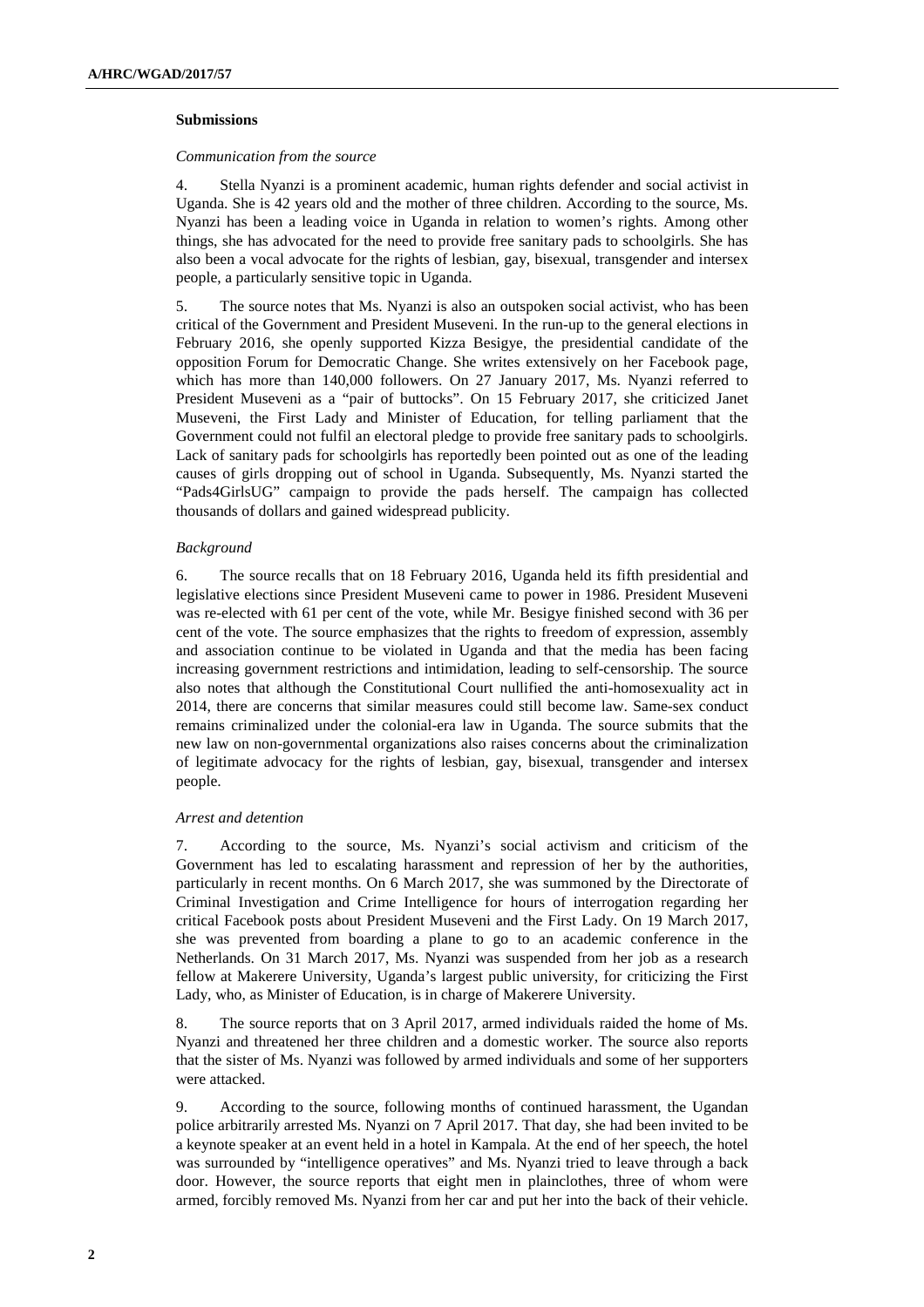**Submissions**

*Communication from the source*

4. Stella Nyanzi is a prominent academic, human rights defender and social activist in Uganda. She is 42 years old and the mother of three children. According to the source, Ms. Nyanzi has been a leading voice in Uganda in relation to women's rights. Among other things, she has advocated for the need to provide free sanitary pads to schoolgirls. She has also been a vocal advocate for the rights of lesbian, gay, bisexual, transgender and intersex people, a particularly sensitive topic in Uganda.

5. The source notes that Ms. Nyanzi is also an outspoken social activist, who has been critical of the Government and President Museveni. In the run-up to the general elections in February 2016, she openly supported Kizza Besigye, the presidential candidate of the opposition Forum for Democratic Change. She writes extensively on her Facebook page, which has more than 140,000 followers. On 27 January 2017, Ms. Nyanzi referred to President Museveni as a "pair of buttocks". On 15 February 2017, she criticized Janet Museveni, the First Lady and Minister of Education, for telling parliament that the Government could not fulfil an electoral pledge to provide free sanitary pads to schoolgirls. Lack of sanitary pads for schoolgirls has reportedly been pointed out as one of the leading causes of girls dropping out of school in Uganda. Subsequently, Ms. Nyanzi started the "Pads4GirlsUG" campaign to provide the pads herself. The campaign has collected thousands of dollars and gained widespread publicity.

*Background*

6. The source recalls that on 18 February 2016, Uganda held its fifth presidential and legislative elections since President Museveni came to power in 1986. President Museveni was re-elected with 61 per cent of the vote, while Mr. Besigye finished second with 36 per cent of the vote. The source emphasizes that the rights to freedom of expression, assembly and association continue to be violated in Uganda and that the media has been facing increasing government restrictions and intimidation, leading to self-censorship. The source also notes that although the Constitutional Court nullified the anti-homosexuality act in 2014, there are concerns that similar measures could still become law. Same-sex conduct remains criminalized under the colonial-era law in Uganda. The source submits that the new law on non-governmental organizations also raises concerns about the criminalization of legitimate advocacy for the rights of lesbian, gay, bisexual, transgender and intersex people.

*Arrest and detention*

7. According to the source, Ms. Nyanzi's social activism and criticism of the Government has led to escalating harassment and repression of her by the authorities, particularly in recent months. On 6 March 2017, she was summoned by the Directorate of Criminal Investigation and Crime Intelligence for hours of interrogation regarding her critical Facebook posts about President Museveni and the First Lady. On 19 March 2017, she was prevented from boarding a plane to go to an academic conference in the Netherlands. On 31 March 2017, Ms. Nyanzi was suspended from her job as a research fellow at Makerere University, Uganda's largest public university, for criticizing the First Lady, who, as Minister of Education, is in charge of Makerere University.

8. The source reports that on 3 April 2017, armed individuals raided the home of Ms. Nyanzi and threatened her three children and a domestic worker. The source also reports that the sister of Ms. Nyanzi was followed by armed individuals and some of her supporters were attacked.

9. According to the source, following months of continued harassment, the Ugandan police arbitrarily arrested Ms. Nyanzi on 7 April 2017. That day, she had been invited to be a keynote speaker at an event held in a hotel in Kampala. At the end of her speech, the hotel was surrounded by "intelligence operatives" and Ms. Nyanzi tried to leave through a back door. However, the source reports that eight men in plainclothes, three of whom were armed, forcibly removed Ms. Nyanzi from her car and put her into the back of their vehicle.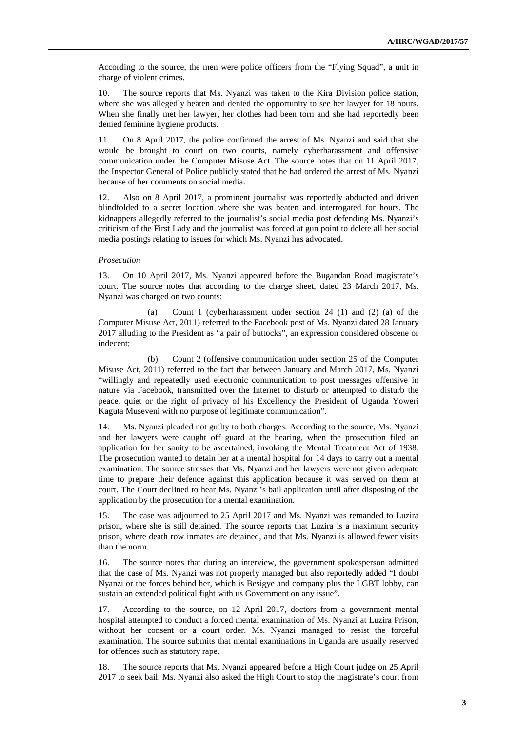According to the source, the men were police officers from the "Flying Squad", a unit in charge of violent crimes.

10. The source reports that Ms. Nyanzi was taken to the Kira Division police station, where she was allegedly beaten and denied the opportunity to see her lawyer for 18 hours. When she finally met her lawyer, her clothes had been torn and she had reportedly been denied feminine hygiene products.

11. On 8 April 2017, the police confirmed the arrest of Ms. Nyanzi and said that she would be brought to court on two counts, namely cyberharassment and offensive communication under the Computer Misuse Act. The source notes that on 11 April 2017, the Inspector General of Police publicly stated that he had ordered the arrest of Ms. Nyanzi because of her comments on social media.

12. Also on 8 April 2017, a prominent journalist was reportedly abducted and driven blindfolded to a secret location where she was beaten and interrogated for hours. The kidnappers allegedly referred to the journalist's social media post defending Ms. Nyanzi's criticism of the First Lady and the journalist was forced at gun point to delete all her social media postings relating to issues for which Ms. Nyanzi has advocated.

*Prosecution*

13. On 10 April 2017, Ms. Nyanzi appeared before the Bugandan Road magistrate's court. The source notes that according to the charge sheet, dated 23 March 2017, Ms. Nyanzi was charged on two counts:

(a) Count 1 (cyberharassment under section 24 (1) and (2) (a) of the Computer Misuse Act, 2011) referred to the Facebook post of Ms. Nyanzi dated 28 January 2017 alluding to the President as "a pair of buttocks", an expression considered obscene or indecent;

(b) Count 2 (offensive communication under section 25 of the Computer Misuse Act, 2011) referred to the fact that between January and March 2017, Ms. Nyanzi "willingly and repeatedly used electronic communication to post messages offensive in nature via Facebook, transmitted over the Internet to disturb or attempted to disturb the peace, quiet or the right of privacy of his Excellency the President of Uganda Yoweri Kaguta Museveni with no purpose of legitimate communication".

14. Ms. Nyanzi pleaded not guilty to both charges. According to the source, Ms. Nyanzi and her lawyers were caught off guard at the hearing, when the prosecution filed an application for her sanity to be ascertained, invoking the Mental Treatment Act of 1938. The prosecution wanted to detain her at a mental hospital for 14 days to carry out a mental examination. The source stresses that Ms. Nyanzi and her lawyers were not given adequate time to prepare their defence against this application because it was served on them at court. The Court declined to hear Ms. Nyanzi's bail application until after disposing of the application by the prosecution for a mental examination.

15. The case was adjourned to 25 April 2017 and Ms. Nyanzi was remanded to Luzira prison, where she is still detained. The source reports that Luzira is a maximum security prison, where death row inmates are detained, and that Ms. Nyanzi is allowed fewer visits than the norm.

16. The source notes that during an interview, the government spokesperson admitted that the case of Ms. Nyanzi was not properly managed but also reportedly added "I doubt Nyanzi or the forces behind her, which is Besigye and company plus the LGBT lobby, can sustain an extended political fight with us Government on any issue".

17. According to the source, on 12 April 2017, doctors from a government mental hospital attempted to conduct a forced mental examination of Ms. Nyanzi at Luzira Prison, without her consent or a court order. Ms. Nyanzi managed to resist the forceful examination. The source submits that mental examinations in Uganda are usually reserved for offences such as statutory rape.

18. The source reports that Ms. Nyanzi appeared before a High Court judge on 25 April 2017 to seek bail. Ms. Nyanzi also asked the High Court to stop the magistrate's court from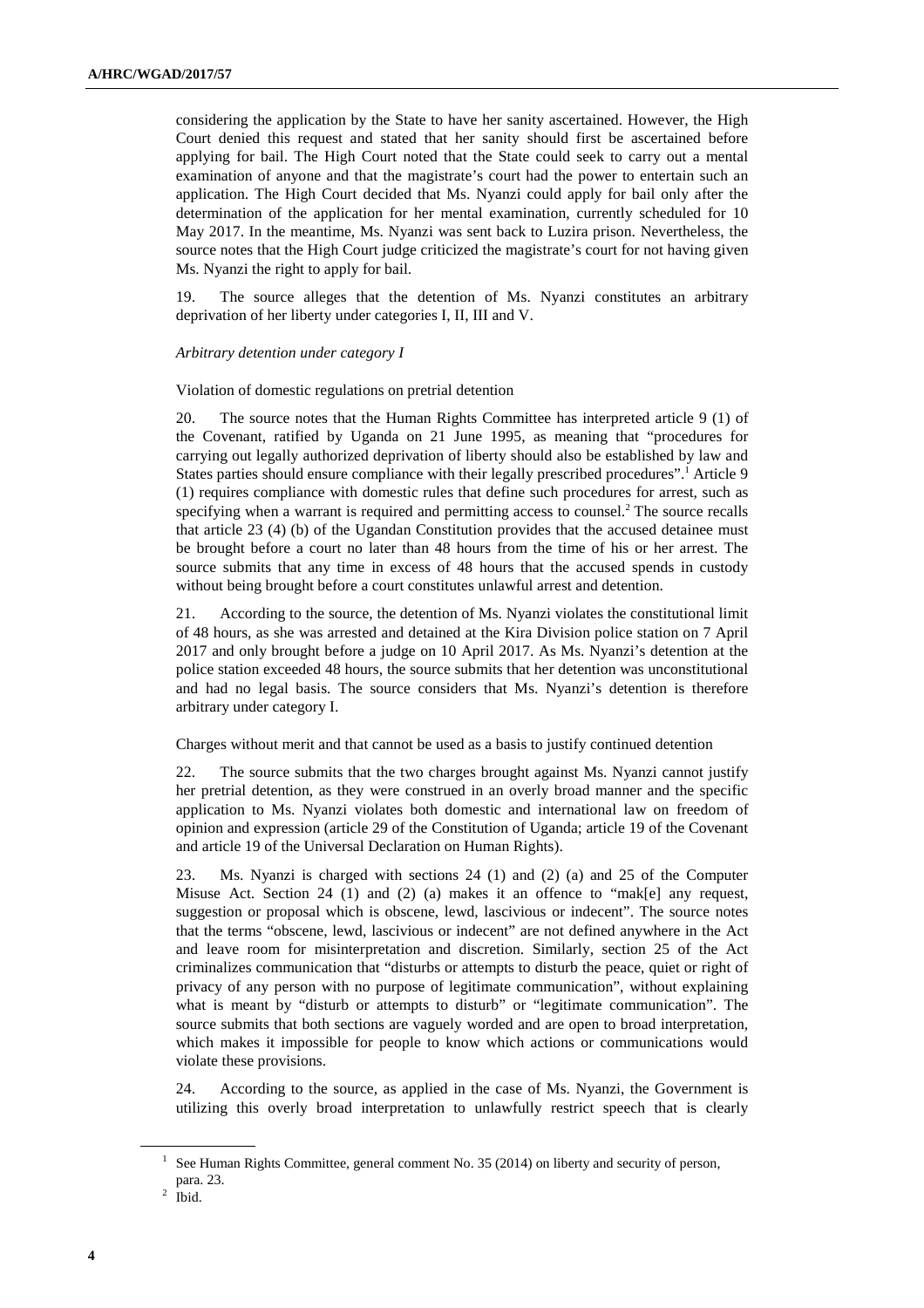considering the application by the State to have her sanity ascertained. However, the High Court denied this request and stated that her sanity should first be ascertained before applying for bail. The High Court noted that the State could seek to carry out a mental examination of anyone and that the magistrate's court had the power to entertain such an application. The High Court decided that Ms. Nyanzi could apply for bail only after the determination of the application for her mental examination, currently scheduled for 10 May 2017. In the meantime, Ms. Nyanzi was sent back to Luzira prison. Nevertheless, the source notes that the High Court judge criticized the magistrate's court for not having given Ms. Nyanzi the right to apply for bail.

19. The source alleges that the detention of Ms. Nyanzi constitutes an arbitrary deprivation of her liberty under categories I, II, III and V.

*Arbitrary detention under category I*

Violation of domestic regulations on pretrial detention

20. The source notes that the Human Rights Committee has interpreted article 9 (1) of the Covenant, ratified by Uganda on 21 June 1995, as meaning that "procedures for carrying out legally authorized deprivation of liberty should also be established by law and States parties should ensure compliance with their legally prescribed procedures".[1] Article 9 (1) requires compliance with domestic rules that define such procedures for arrest, such as specifying when a warrant is required and permitting access to counsel.[2] The source recalls that article 23 (4) (b) of the Ugandan Constitution provides that the accused detainee must be brought before a court no later than 48 hours from the time of his or her arrest. The source submits that any time in excess of 48 hours that the accused spends in custody without being brought before a court constitutes unlawful arrest and detention.

21. According to the source, the detention of Ms. Nyanzi violates the constitutional limit of 48 hours, as she was arrested and detained at the Kira Division police station on 7 April 2017 and only brought before a judge on 10 April 2017. As Ms. Nyanzi's detention at the police station exceeded 48 hours, the source submits that her detention was unconstitutional and had no legal basis. The source considers that Ms. Nyanzi's detention is therefore arbitrary under category I.

Charges without merit and that cannot be used as a basis to justify continued detention

22. The source submits that the two charges brought against Ms. Nyanzi cannot justify her pretrial detention, as they were construed in an overly broad manner and the specific application to Ms. Nyanzi violates both domestic and international law on freedom of opinion and expression (article 29 of the Constitution of Uganda; article 19 of the Covenant and article 19 of the Universal Declaration on Human Rights).

23. Ms. Nyanzi is charged with sections 24 (1) and (2) (a) and 25 of the Computer Misuse Act. Section 24 (1) and (2) (a) makes it an offence to "mak[e] any request, suggestion or proposal which is obscene, lewd, lascivious or indecent". The source notes that the terms "obscene, lewd, lascivious or indecent" are not defined anywhere in the Act and leave room for misinterpretation and discretion. Similarly, section 25 of the Act criminalizes communication that "disturbs or attempts to disturb the peace, quiet or right of privacy of any person with no purpose of legitimate communication", without explaining what is meant by "disturb or attempts to disturb" or "legitimate communication". The source submits that both sections are vaguely worded and are open to broad interpretation, which makes it impossible for people to know which actions or communications would violate these provisions.

24. According to the source, as applied in the case of Ms. Nyanzi, the Government is utilizing this overly broad interpretation to unlawfully restrict speech that is clearly

[1] See Human Rights Committee, general comment No. 35 (2014) on liberty and security of person, para. 23.

[2] Ibid.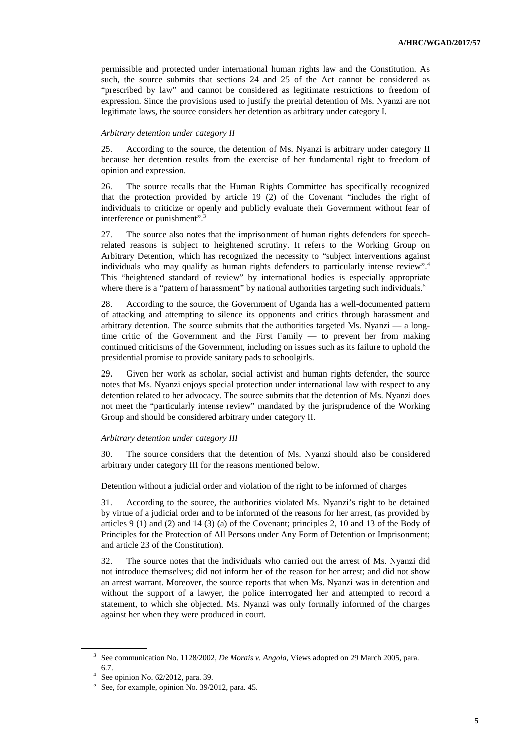permissible and protected under international human rights law and the Constitution. As such, the source submits that sections 24 and 25 of the Act cannot be considered as "prescribed by law" and cannot be considered as legitimate restrictions to freedom of expression. Since the provisions used to justify the pretrial detention of Ms. Nyanzi are not legitimate laws, the source considers her detention as arbitrary under category I.

*Arbitrary detention under category II*

25. According to the source, the detention of Ms. Nyanzi is arbitrary under category II because her detention results from the exercise of her fundamental right to freedom of opinion and expression.

26. The source recalls that the Human Rights Committee has specifically recognized that the protection provided by article 19 (2) of the Covenant "includes the right of individuals to criticize or openly and publicly evaluate their Government without fear of interference or punishment".[3]

27. The source also notes that the imprisonment of human rights defenders for speech-related reasons is subject to heightened scrutiny. It refers to the Working Group on Arbitrary Detention, which has recognized the necessity to "subject interventions against individuals who may qualify as human rights defenders to particularly intense review".[4] This "heightened standard of review" by international bodies is especially appropriate where there is a "pattern of harassment" by national authorities targeting such individuals.[5]

28. According to the source, the Government of Uganda has a well-documented pattern of attacking and attempting to silence its opponents and critics through harassment and arbitrary detention. The source submits that the authorities targeted Ms. Nyanzi — a long-time critic of the Government and the First Family — to prevent her from making continued criticisms of the Government, including on issues such as its failure to uphold the presidential promise to provide sanitary pads to schoolgirls.

29. Given her work as scholar, social activist and human rights defender, the source notes that Ms. Nyanzi enjoys special protection under international law with respect to any detention related to her advocacy. The source submits that the detention of Ms. Nyanzi does not meet the "particularly intense review" mandated by the jurisprudence of the Working Group and should be considered arbitrary under category II.

*Arbitrary detention under category III*

30. The source considers that the detention of Ms. Nyanzi should also be considered arbitrary under category III for the reasons mentioned below.

Detention without a judicial order and violation of the right to be informed of charges

31. According to the source, the authorities violated Ms. Nyanzi's right to be detained by virtue of a judicial order and to be informed of the reasons for her arrest, (as provided by articles 9 (1) and (2) and 14 (3) (a) of the Covenant; principles 2, 10 and 13 of the Body of Principles for the Protection of All Persons under Any Form of Detention or Imprisonment; and article 23 of the Constitution).

32. The source notes that the individuals who carried out the arrest of Ms. Nyanzi did not introduce themselves; did not inform her of the reason for her arrest; and did not show an arrest warrant. Moreover, the source reports that when Ms. Nyanzi was in detention and without the support of a lawyer, the police interrogated her and attempted to record a statement, to which she objected. Ms. Nyanzi was only formally informed of the charges against her when they were produced in court.

---

[3] See communication No. 1128/2002, *De Morais v. Angola*, Views adopted on 29 March 2005, para. 6.7.

[4] See opinion No. 62/2012, para. 39.

[5] See, for example, opinion No. 39/2012, para. 45.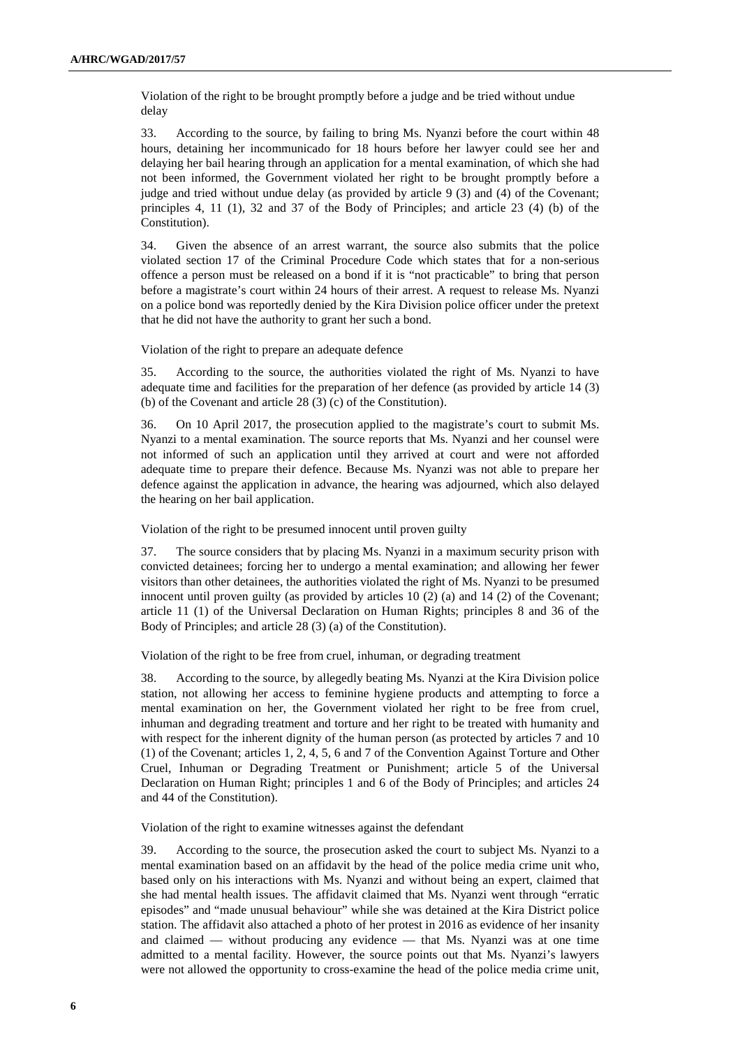Violation of the right to be brought promptly before a judge and be tried without undue delay

33. According to the source, by failing to bring Ms. Nyanzi before the court within 48 hours, detaining her incommunicado for 18 hours before her lawyer could see her and delaying her bail hearing through an application for a mental examination, of which she had not been informed, the Government violated her right to be brought promptly before a judge and tried without undue delay (as provided by article 9 (3) and (4) of the Covenant; principles 4, 11 (1), 32 and 37 of the Body of Principles; and article 23 (4) (b) of the Constitution).

34. Given the absence of an arrest warrant, the source also submits that the police violated section 17 of the Criminal Procedure Code which states that for a non-serious offence a person must be released on a bond if it is "not practicable" to bring that person before a magistrate's court within 24 hours of their arrest. A request to release Ms. Nyanzi on a police bond was reportedly denied by the Kira Division police officer under the pretext that he did not have the authority to grant her such a bond.

Violation of the right to prepare an adequate defence

35. According to the source, the authorities violated the right of Ms. Nyanzi to have adequate time and facilities for the preparation of her defence (as provided by article 14 (3) (b) of the Covenant and article 28 (3) (c) of the Constitution).

36. On 10 April 2017, the prosecution applied to the magistrate's court to submit Ms. Nyanzi to a mental examination. The source reports that Ms. Nyanzi and her counsel were not informed of such an application until they arrived at court and were not afforded adequate time to prepare their defence. Because Ms. Nyanzi was not able to prepare her defence against the application in advance, the hearing was adjourned, which also delayed the hearing on her bail application.

Violation of the right to be presumed innocent until proven guilty

37. The source considers that by placing Ms. Nyanzi in a maximum security prison with convicted detainees; forcing her to undergo a mental examination; and allowing her fewer visitors than other detainees, the authorities violated the right of Ms. Nyanzi to be presumed innocent until proven guilty (as provided by articles 10 (2) (a) and 14 (2) of the Covenant; article 11 (1) of the Universal Declaration on Human Rights; principles 8 and 36 of the Body of Principles; and article 28 (3) (a) of the Constitution).

Violation of the right to be free from cruel, inhuman, or degrading treatment

38. According to the source, by allegedly beating Ms. Nyanzi at the Kira Division police station, not allowing her access to feminine hygiene products and attempting to force a mental examination on her, the Government violated her right to be free from cruel, inhuman and degrading treatment and torture and her right to be treated with humanity and with respect for the inherent dignity of the human person (as protected by articles 7 and 10 (1) of the Covenant; articles 1, 2, 4, 5, 6 and 7 of the Convention Against Torture and Other Cruel, Inhuman or Degrading Treatment or Punishment; article 5 of the Universal Declaration on Human Right; principles 1 and 6 of the Body of Principles; and articles 24 and 44 of the Constitution).

Violation of the right to examine witnesses against the defendant

39. According to the source, the prosecution asked the court to subject Ms. Nyanzi to a mental examination based on an affidavit by the head of the police media crime unit who, based only on his interactions with Ms. Nyanzi and without being an expert, claimed that she had mental health issues. The affidavit claimed that Ms. Nyanzi went through "erratic episodes" and "made unusual behaviour" while she was detained at the Kira District police station. The affidavit also attached a photo of her protest in 2016 as evidence of her insanity and claimed — without producing any evidence — that Ms. Nyanzi was at one time admitted to a mental facility. However, the source points out that Ms. Nyanzi's lawyers were not allowed the opportunity to cross-examine the head of the police media crime unit,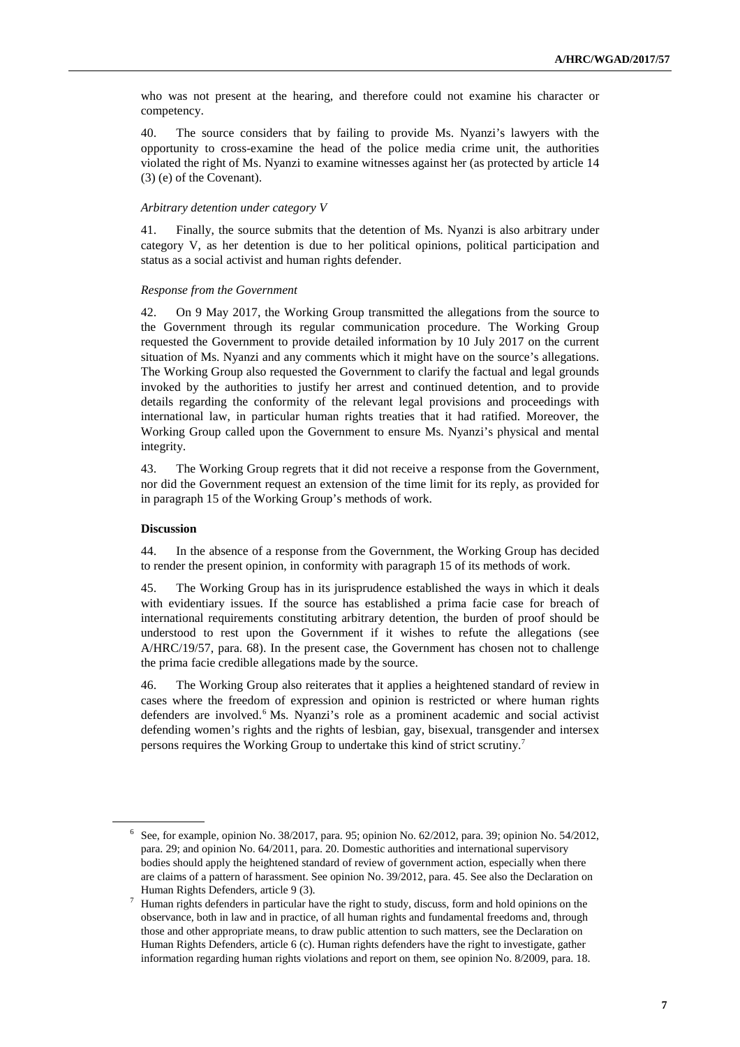who was not present at the hearing, and therefore could not examine his character or competency.

40. The source considers that by failing to provide Ms. Nyanzi's lawyers with the opportunity to cross-examine the head of the police media crime unit, the authorities violated the right of Ms. Nyanzi to examine witnesses against her (as protected by article 14 (3) (e) of the Covenant).

*Arbitrary detention under category V*

41. Finally, the source submits that the detention of Ms. Nyanzi is also arbitrary under category V, as her detention is due to her political opinions, political participation and status as a social activist and human rights defender.

*Response from the Government*

42. On 9 May 2017, the Working Group transmitted the allegations from the source to the Government through its regular communication procedure. The Working Group requested the Government to provide detailed information by 10 July 2017 on the current situation of Ms. Nyanzi and any comments which it might have on the source's allegations. The Working Group also requested the Government to clarify the factual and legal grounds invoked by the authorities to justify her arrest and continued detention, and to provide details regarding the conformity of the relevant legal provisions and proceedings with international law, in particular human rights treaties that it had ratified. Moreover, the Working Group called upon the Government to ensure Ms. Nyanzi's physical and mental integrity.

43. The Working Group regrets that it did not receive a response from the Government, nor did the Government request an extension of the time limit for its reply, as provided for in paragraph 15 of the Working Group's methods of work.

**Discussion**

44. In the absence of a response from the Government, the Working Group has decided to render the present opinion, in conformity with paragraph 15 of its methods of work.

45. The Working Group has in its jurisprudence established the ways in which it deals with evidentiary issues. If the source has established a prima facie case for breach of international requirements constituting arbitrary detention, the burden of proof should be understood to rest upon the Government if it wishes to refute the allegations (see A/HRC/19/57, para. 68). In the present case, the Government has chosen not to challenge the prima facie credible allegations made by the source.

46. The Working Group also reiterates that it applies a heightened standard of review in cases where the freedom of expression and opinion is restricted or where human rights defenders are involved.[6] Ms. Nyanzi's role as a prominent academic and social activist defending women's rights and the rights of lesbian, gay, bisexual, transgender and intersex persons requires the Working Group to undertake this kind of strict scrutiny.[7]

---

[6] See, for example, opinion No. 38/2017, para. 95; opinion No. 62/2012, para. 39; opinion No. 54/2012, para. 29; and opinion No. 64/2011, para. 20. Domestic authorities and international supervisory bodies should apply the heightened standard of review of government action, especially when there are claims of a pattern of harassment. See opinion No. 39/2012, para. 45. See also the Declaration on Human Rights Defenders, article 9 (3).

[7] Human rights defenders in particular have the right to study, discuss, form and hold opinions on the observance, both in law and in practice, of all human rights and fundamental freedoms and, through those and other appropriate means, to draw public attention to such matters, see the Declaration on Human Rights Defenders, article 6 (c). Human rights defenders have the right to investigate, gather information regarding human rights violations and report on them, see opinion No. 8/2009, para. 18.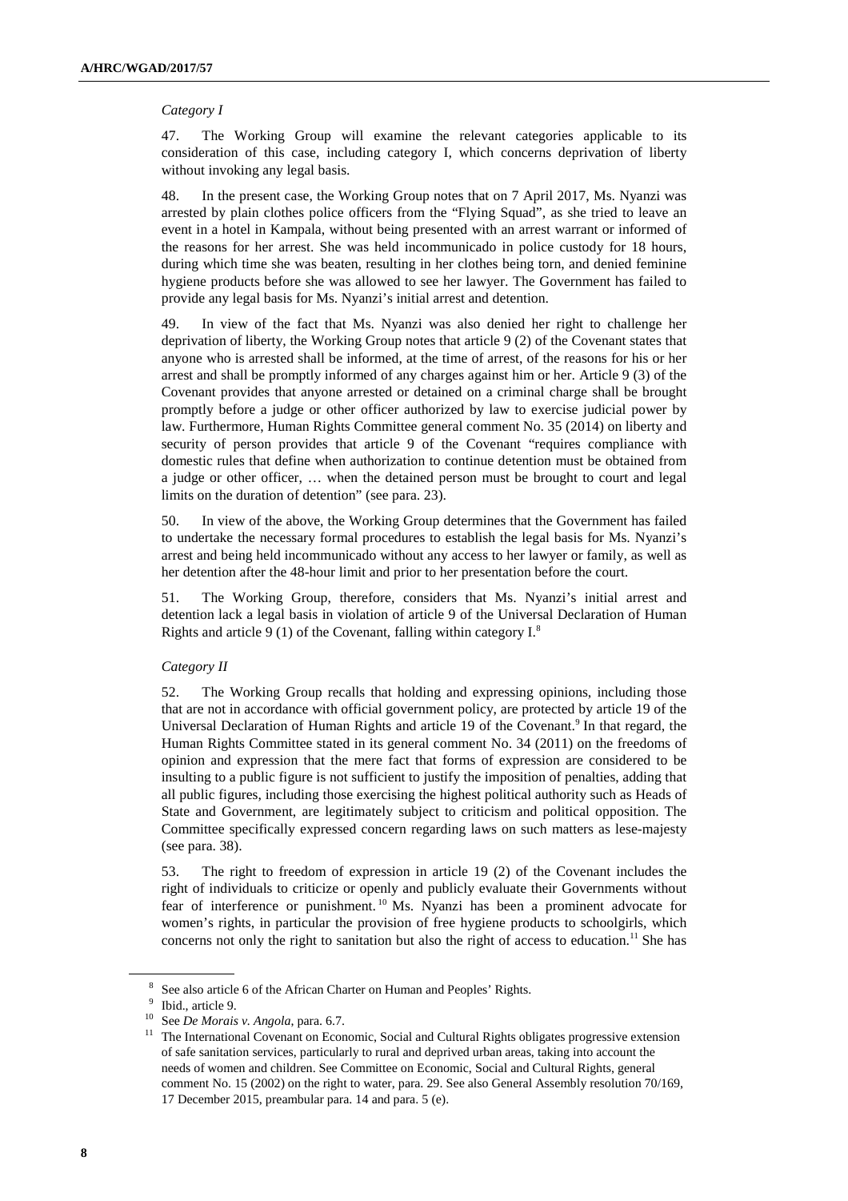*Category I*

47. The Working Group will examine the relevant categories applicable to its consideration of this case, including category I, which concerns deprivation of liberty without invoking any legal basis.

48. In the present case, the Working Group notes that on 7 April 2017, Ms. Nyanzi was arrested by plain clothes police officers from the "Flying Squad", as she tried to leave an event in a hotel in Kampala, without being presented with an arrest warrant or informed of the reasons for her arrest. She was held incommunicado in police custody for 18 hours, during which time she was beaten, resulting in her clothes being torn, and denied feminine hygiene products before she was allowed to see her lawyer. The Government has failed to provide any legal basis for Ms. Nyanzi's initial arrest and detention.

49. In view of the fact that Ms. Nyanzi was also denied her right to challenge her deprivation of liberty, the Working Group notes that article 9 (2) of the Covenant states that anyone who is arrested shall be informed, at the time of arrest, of the reasons for his or her arrest and shall be promptly informed of any charges against him or her. Article 9 (3) of the Covenant provides that anyone arrested or detained on a criminal charge shall be brought promptly before a judge or other officer authorized by law to exercise judicial power by law. Furthermore, Human Rights Committee general comment No. 35 (2014) on liberty and security of person provides that article 9 of the Covenant "requires compliance with domestic rules that define when authorization to continue detention must be obtained from a judge or other officer, … when the detained person must be brought to court and legal limits on the duration of detention" (see para. 23).

50. In view of the above, the Working Group determines that the Government has failed to undertake the necessary formal procedures to establish the legal basis for Ms. Nyanzi's arrest and being held incommunicado without any access to her lawyer or family, as well as her detention after the 48-hour limit and prior to her presentation before the court.

51. The Working Group, therefore, considers that Ms. Nyanzi's initial arrest and detention lack a legal basis in violation of article 9 of the Universal Declaration of Human Rights and article 9 (1) of the Covenant, falling within category I.[8]

*Category II*

52. The Working Group recalls that holding and expressing opinions, including those that are not in accordance with official government policy, are protected by article 19 of the Universal Declaration of Human Rights and article 19 of the Covenant.[9] In that regard, the Human Rights Committee stated in its general comment No. 34 (2011) on the freedoms of opinion and expression that the mere fact that forms of expression are considered to be insulting to a public figure is not sufficient to justify the imposition of penalties, adding that all public figures, including those exercising the highest political authority such as Heads of State and Government, are legitimately subject to criticism and political opposition. The Committee specifically expressed concern regarding laws on such matters as lese-majesty (see para. 38).

53. The right to freedom of expression in article 19 (2) of the Covenant includes the right of individuals to criticize or openly and publicly evaluate their Governments without fear of interference or punishment.[10] Ms. Nyanzi has been a prominent advocate for women's rights, in particular the provision of free hygiene products to schoolgirls, which concerns not only the right to sanitation but also the right of access to education.[11] She has

---

[8] See also article 6 of the African Charter on Human and Peoples' Rights.

[9] Ibid., article 9.

[10] See *De Morais v. Angola*, para. 6.7.

[11] The International Covenant on Economic, Social and Cultural Rights obligates progressive extension of safe sanitation services, particularly to rural and deprived urban areas, taking into account the needs of women and children. See Committee on Economic, Social and Cultural Rights, general comment No. 15 (2002) on the right to water, para. 29. See also General Assembly resolution 70/169, 17 December 2015, preambular para. 14 and para. 5 (e).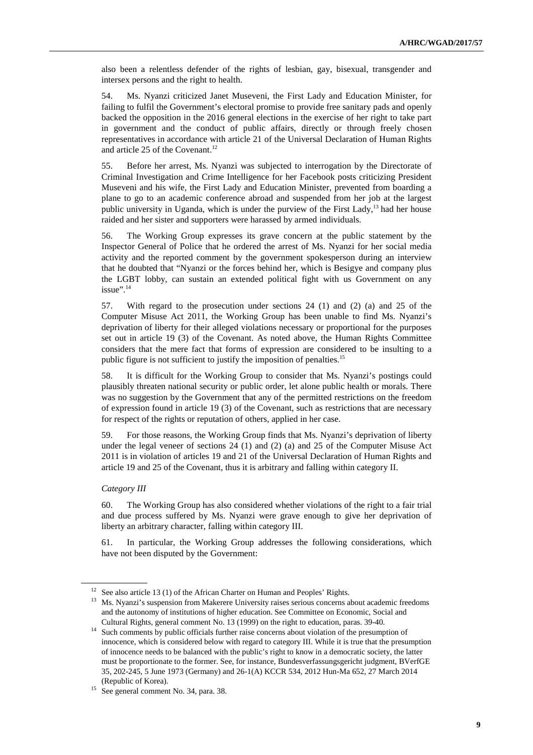also been a relentless defender of the rights of lesbian, gay, bisexual, transgender and intersex persons and the right to health.

54. Ms. Nyanzi criticized Janet Museveni, the First Lady and Education Minister, for failing to fulfil the Government's electoral promise to provide free sanitary pads and openly backed the opposition in the 2016 general elections in the exercise of her right to take part in government and the conduct of public affairs, directly or through freely chosen representatives in accordance with article 21 of the Universal Declaration of Human Rights and article 25 of the Covenant.[12]

55. Before her arrest, Ms. Nyanzi was subjected to interrogation by the Directorate of Criminal Investigation and Crime Intelligence for her Facebook posts criticizing President Museveni and his wife, the First Lady and Education Minister, prevented from boarding a plane to go to an academic conference abroad and suspended from her job at the largest public university in Uganda, which is under the purview of the First Lady,[13] had her house raided and her sister and supporters were harassed by armed individuals.

56. The Working Group expresses its grave concern at the public statement by the Inspector General of Police that he ordered the arrest of Ms. Nyanzi for her social media activity and the reported comment by the government spokesperson during an interview that he doubted that "Nyanzi or the forces behind her, which is Besigye and company plus the LGBT lobby, can sustain an extended political fight with us Government on any issue".[14]

57. With regard to the prosecution under sections 24 (1) and (2) (a) and 25 of the Computer Misuse Act 2011, the Working Group has been unable to find Ms. Nyanzi's deprivation of liberty for their alleged violations necessary or proportional for the purposes set out in article 19 (3) of the Covenant. As noted above, the Human Rights Committee considers that the mere fact that forms of expression are considered to be insulting to a public figure is not sufficient to justify the imposition of penalties.[15]

58. It is difficult for the Working Group to consider that Ms. Nyanzi's postings could plausibly threaten national security or public order, let alone public health or morals. There was no suggestion by the Government that any of the permitted restrictions on the freedom of expression found in article 19 (3) of the Covenant, such as restrictions that are necessary for respect of the rights or reputation of others, applied in her case.

59. For those reasons, the Working Group finds that Ms. Nyanzi's deprivation of liberty under the legal veneer of sections 24 (1) and (2) (a) and 25 of the Computer Misuse Act 2011 is in violation of articles 19 and 21 of the Universal Declaration of Human Rights and article 19 and 25 of the Covenant, thus it is arbitrary and falling within category II.

*Category III*

60. The Working Group has also considered whether violations of the right to a fair trial and due process suffered by Ms. Nyanzi were grave enough to give her deprivation of liberty an arbitrary character, falling within category III.

61. In particular, the Working Group addresses the following considerations, which have not been disputed by the Government:

---

[12] See also article 13 (1) of the African Charter on Human and Peoples' Rights.

[13] Ms. Nyanzi's suspension from Makerere University raises serious concerns about academic freedoms and the autonomy of institutions of higher education. See Committee on Economic, Social and Cultural Rights, general comment No. 13 (1999) on the right to education, paras. 39-40.

[14] Such comments by public officials further raise concerns about violation of the presumption of innocence, which is considered below with regard to category III. While it is true that the presumption of innocence needs to be balanced with the public's right to know in a democratic society, the latter must be proportionate to the former. See, for instance, Bundesverfassungsgericht judgment, BVerfGE 35, 202-245, 5 June 1973 (Germany) and 26-1(A) KCCR 534, 2012 Hun-Ma 652, 27 March 2014 (Republic of Korea).

[15] See general comment No. 34, para. 38.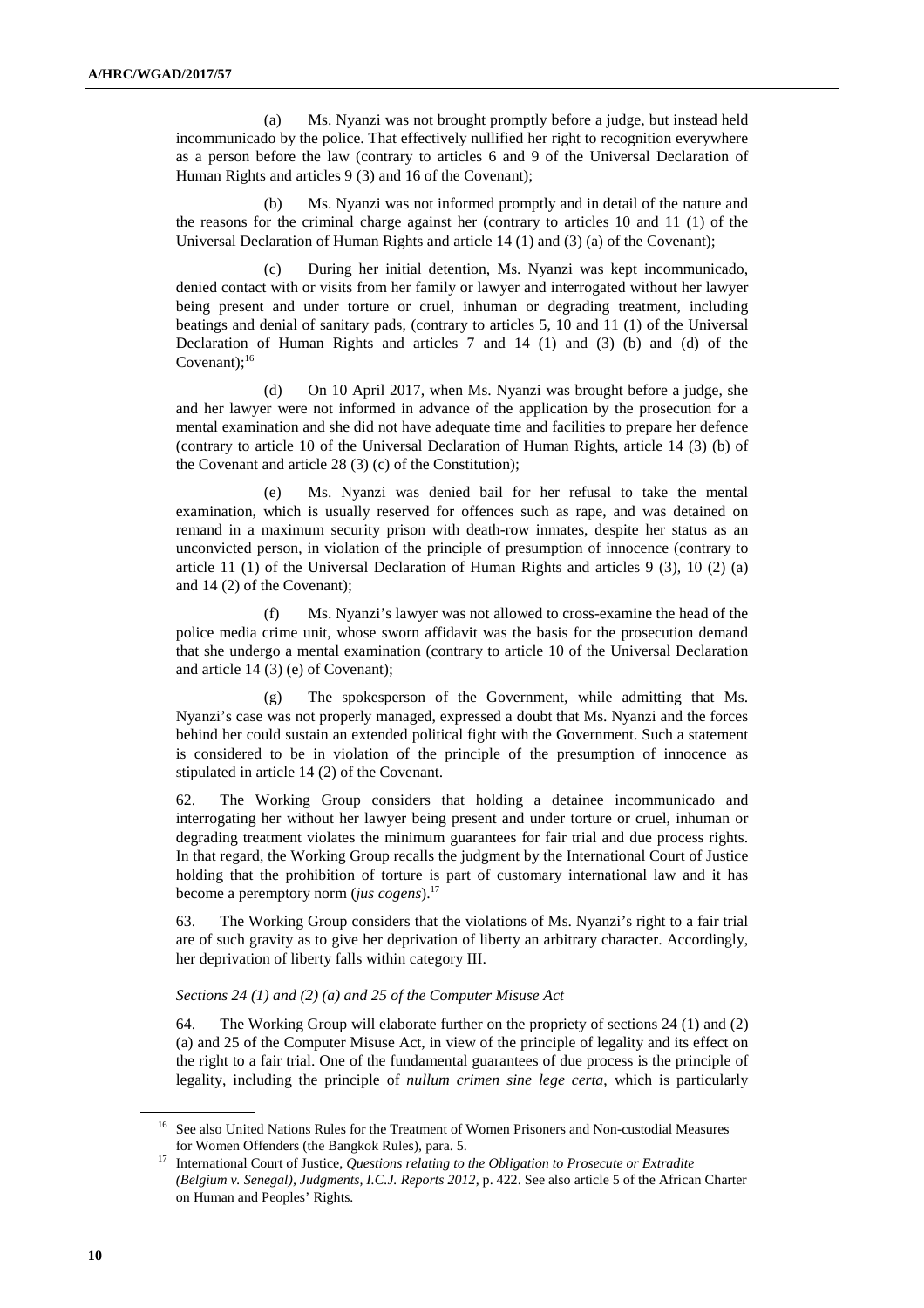(a) Ms. Nyanzi was not brought promptly before a judge, but instead held incommunicado by the police. That effectively nullified her right to recognition everywhere as a person before the law (contrary to articles 6 and 9 of the Universal Declaration of Human Rights and articles 9 (3) and 16 of the Covenant);

(b) Ms. Nyanzi was not informed promptly and in detail of the nature and the reasons for the criminal charge against her (contrary to articles 10 and 11 (1) of the Universal Declaration of Human Rights and article 14 (1) and (3) (a) of the Covenant);

(c) During her initial detention, Ms. Nyanzi was kept incommunicado, denied contact with or visits from her family or lawyer and interrogated without her lawyer being present and under torture or cruel, inhuman or degrading treatment, including beatings and denial of sanitary pads, (contrary to articles 5, 10 and 11 (1) of the Universal Declaration of Human Rights and articles 7 and 14 (1) and (3) (b) and (d) of the Covenant);[16]

(d) On 10 April 2017, when Ms. Nyanzi was brought before a judge, she and her lawyer were not informed in advance of the application by the prosecution for a mental examination and she did not have adequate time and facilities to prepare her defence (contrary to article 10 of the Universal Declaration of Human Rights, article 14 (3) (b) of the Covenant and article 28 (3) (c) of the Constitution);

(e) Ms. Nyanzi was denied bail for her refusal to take the mental examination, which is usually reserved for offences such as rape, and was detained on remand in a maximum security prison with death-row inmates, despite her status as an unconvicted person, in violation of the principle of presumption of innocence (contrary to article 11 (1) of the Universal Declaration of Human Rights and articles 9 (3), 10 (2) (a) and 14 (2) of the Covenant);

(f) Ms. Nyanzi's lawyer was not allowed to cross-examine the head of the police media crime unit, whose sworn affidavit was the basis for the prosecution demand that she undergo a mental examination (contrary to article 10 of the Universal Declaration and article 14 (3) (e) of Covenant);

(g) The spokesperson of the Government, while admitting that Ms. Nyanzi's case was not properly managed, expressed a doubt that Ms. Nyanzi and the forces behind her could sustain an extended political fight with the Government. Such a statement is considered to be in violation of the principle of the presumption of innocence as stipulated in article 14 (2) of the Covenant.

62. The Working Group considers that holding a detainee incommunicado and interrogating her without her lawyer being present and under torture or cruel, inhuman or degrading treatment violates the minimum guarantees for fair trial and due process rights. In that regard, the Working Group recalls the judgment by the International Court of Justice holding that the prohibition of torture is part of customary international law and it has become a peremptory norm (*jus cogens*).[17]

63. The Working Group considers that the violations of Ms. Nyanzi's right to a fair trial are of such gravity as to give her deprivation of liberty an arbitrary character. Accordingly, her deprivation of liberty falls within category III.

*Sections 24 (1) and (2) (a) and 25 of the Computer Misuse Act*

64. The Working Group will elaborate further on the propriety of sections 24 (1) and (2) (a) and 25 of the Computer Misuse Act, in view of the principle of legality and its effect on the right to a fair trial. One of the fundamental guarantees of due process is the principle of legality, including the principle of *nullum crimen sine lege certa*, which is particularly

[16] See also United Nations Rules for the Treatment of Women Prisoners and Non-custodial Measures for Women Offenders (the Bangkok Rules), para. 5.

[17] International Court of Justice, *Questions relating to the Obligation to Prosecute or Extradite (Belgium v. Senegal), Judgments, I.C.J. Reports 2012*, p. 422. See also article 5 of the African Charter on Human and Peoples' Rights.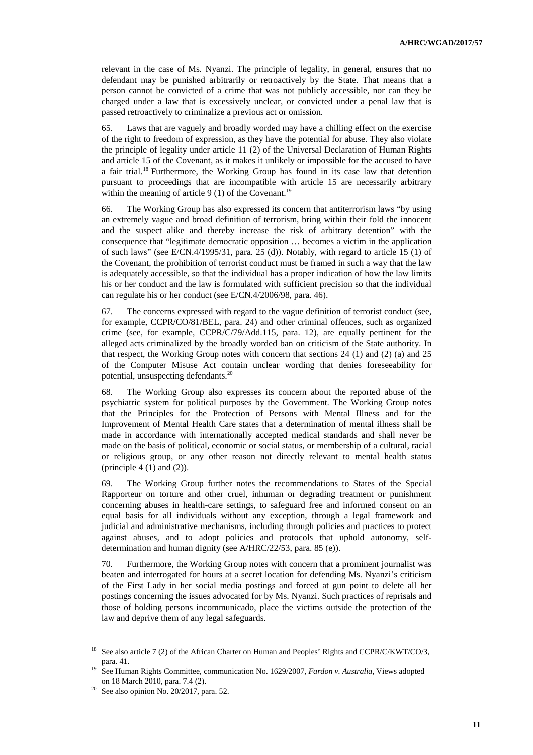relevant in the case of Ms. Nyanzi. The principle of legality, in general, ensures that no defendant may be punished arbitrarily or retroactively by the State. That means that a person cannot be convicted of a crime that was not publicly accessible, nor can they be charged under a law that is excessively unclear, or convicted under a penal law that is passed retroactively to criminalize a previous act or omission.

65. Laws that are vaguely and broadly worded may have a chilling effect on the exercise of the right to freedom of expression, as they have the potential for abuse. They also violate the principle of legality under article 11 (2) of the Universal Declaration of Human Rights and article 15 of the Covenant, as it makes it unlikely or impossible for the accused to have a fair trial.[18] Furthermore, the Working Group has found in its case law that detention pursuant to proceedings that are incompatible with article 15 are necessarily arbitrary within the meaning of article 9 (1) of the Covenant.[19]

66. The Working Group has also expressed its concern that antiterrorism laws "by using an extremely vague and broad definition of terrorism, bring within their fold the innocent and the suspect alike and thereby increase the risk of arbitrary detention" with the consequence that "legitimate democratic opposition … becomes a victim in the application of such laws" (see E/CN.4/1995/31, para. 25 (d)). Notably, with regard to article 15 (1) of the Covenant, the prohibition of terrorist conduct must be framed in such a way that the law is adequately accessible, so that the individual has a proper indication of how the law limits his or her conduct and the law is formulated with sufficient precision so that the individual can regulate his or her conduct (see E/CN.4/2006/98, para. 46).

67. The concerns expressed with regard to the vague definition of terrorist conduct (see, for example, CCPR/CO/81/BEL, para. 24) and other criminal offences, such as organized crime (see, for example, CCPR/C/79/Add.115, para. 12), are equally pertinent for the alleged acts criminalized by the broadly worded ban on criticism of the State authority. In that respect, the Working Group notes with concern that sections 24 (1) and (2) (a) and 25 of the Computer Misuse Act contain unclear wording that denies foreseeability for potential, unsuspecting defendants.[20]

68. The Working Group also expresses its concern about the reported abuse of the psychiatric system for political purposes by the Government. The Working Group notes that the Principles for the Protection of Persons with Mental Illness and for the Improvement of Mental Health Care states that a determination of mental illness shall be made in accordance with internationally accepted medical standards and shall never be made on the basis of political, economic or social status, or membership of a cultural, racial or religious group, or any other reason not directly relevant to mental health status (principle 4 (1) and (2)).

69. The Working Group further notes the recommendations to States of the Special Rapporteur on torture and other cruel, inhuman or degrading treatment or punishment concerning abuses in health-care settings, to safeguard free and informed consent on an equal basis for all individuals without any exception, through a legal framework and judicial and administrative mechanisms, including through policies and practices to protect against abuses, and to adopt policies and protocols that uphold autonomy, self-determination and human dignity (see A/HRC/22/53, para. 85 (e)).

70. Furthermore, the Working Group notes with concern that a prominent journalist was beaten and interrogated for hours at a secret location for defending Ms. Nyanzi's criticism of the First Lady in her social media postings and forced at gun point to delete all her postings concerning the issues advocated for by Ms. Nyanzi. Such practices of reprisals and those of holding persons incommunicado, place the victims outside the protection of the law and deprive them of any legal safeguards.

---

[18] See also article 7 (2) of the African Charter on Human and Peoples' Rights and CCPR/C/KWT/CO/3, para. 41.

[19] See Human Rights Committee, communication No. 1629/2007, *Fardon v. Australia*, Views adopted on 18 March 2010, para. 7.4 (2).

[20] See also opinion No. 20/2017, para. 52.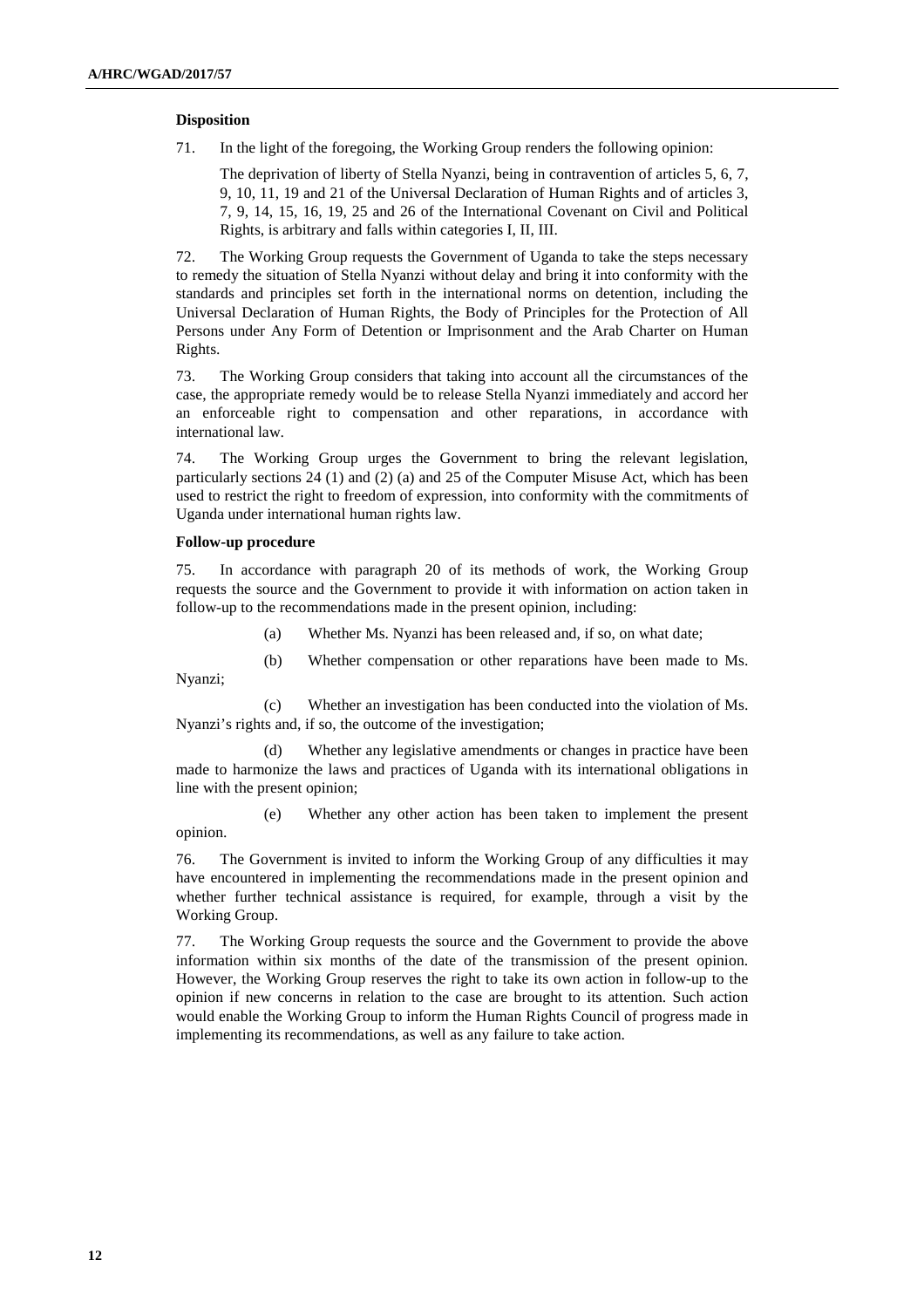### Disposition

71. In the light of the foregoing, the Working Group renders the following opinion:

> The deprivation of liberty of Stella Nyanzi, being in contravention of articles 5, 6, 7, 9, 10, 11, 19 and 21 of the Universal Declaration of Human Rights and of articles 3, 7, 9, 14, 15, 16, 19, 25 and 26 of the International Covenant on Civil and Political Rights, is arbitrary and falls within categories I, II, III.

72. The Working Group requests the Government of Uganda to take the steps necessary to remedy the situation of Stella Nyanzi without delay and bring it into conformity with the standards and principles set forth in the international norms on detention, including the Universal Declaration of Human Rights, the Body of Principles for the Protection of All Persons under Any Form of Detention or Imprisonment and the Arab Charter on Human Rights.

73. The Working Group considers that taking into account all the circumstances of the case, the appropriate remedy would be to release Stella Nyanzi immediately and accord her an enforceable right to compensation and other reparations, in accordance with international law.

74. The Working Group urges the Government to bring the relevant legislation, particularly sections 24 (1) and (2) (a) and 25 of the Computer Misuse Act, which has been used to restrict the right to freedom of expression, into conformity with the commitments of Uganda under international human rights law.

### Follow-up procedure

75. In accordance with paragraph 20 of its methods of work, the Working Group requests the source and the Government to provide it with information on action taken in follow-up to the recommendations made in the present opinion, including:

(a) Whether Ms. Nyanzi has been released and, if so, on what date;

(b) Whether compensation or other reparations have been made to Ms. Nyanzi;

(c) Whether an investigation has been conducted into the violation of Ms. Nyanzi's rights and, if so, the outcome of the investigation;

(d) Whether any legislative amendments or changes in practice have been made to harmonize the laws and practices of Uganda with its international obligations in line with the present opinion;

(e) Whether any other action has been taken to implement the present opinion.

76. The Government is invited to inform the Working Group of any difficulties it may have encountered in implementing the recommendations made in the present opinion and whether further technical assistance is required, for example, through a visit by the Working Group.

77. The Working Group requests the source and the Government to provide the above information within six months of the date of the transmission of the present opinion. However, the Working Group reserves the right to take its own action in follow-up to the opinion if new concerns in relation to the case are brought to its attention. Such action would enable the Working Group to inform the Human Rights Council of progress made in implementing its recommendations, as well as any failure to take action.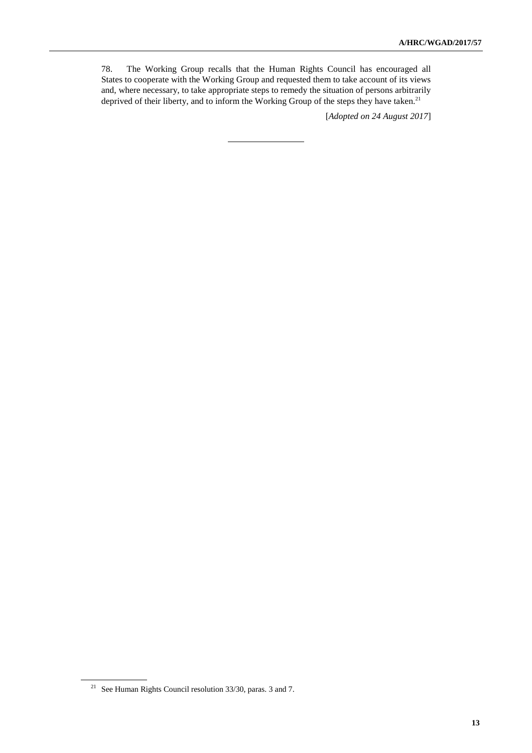78. The Working Group recalls that the Human Rights Council has encouraged all States to cooperate with the Working Group and requested them to take account of its views and, where necessary, to take appropriate steps to remedy the situation of persons arbitrarily deprived of their liberty, and to inform the Working Group of the steps they have taken.[21]

[*Adopted on 24 August 2017*]

---

[21] See Human Rights Council resolution 33/30, paras. 3 and 7.